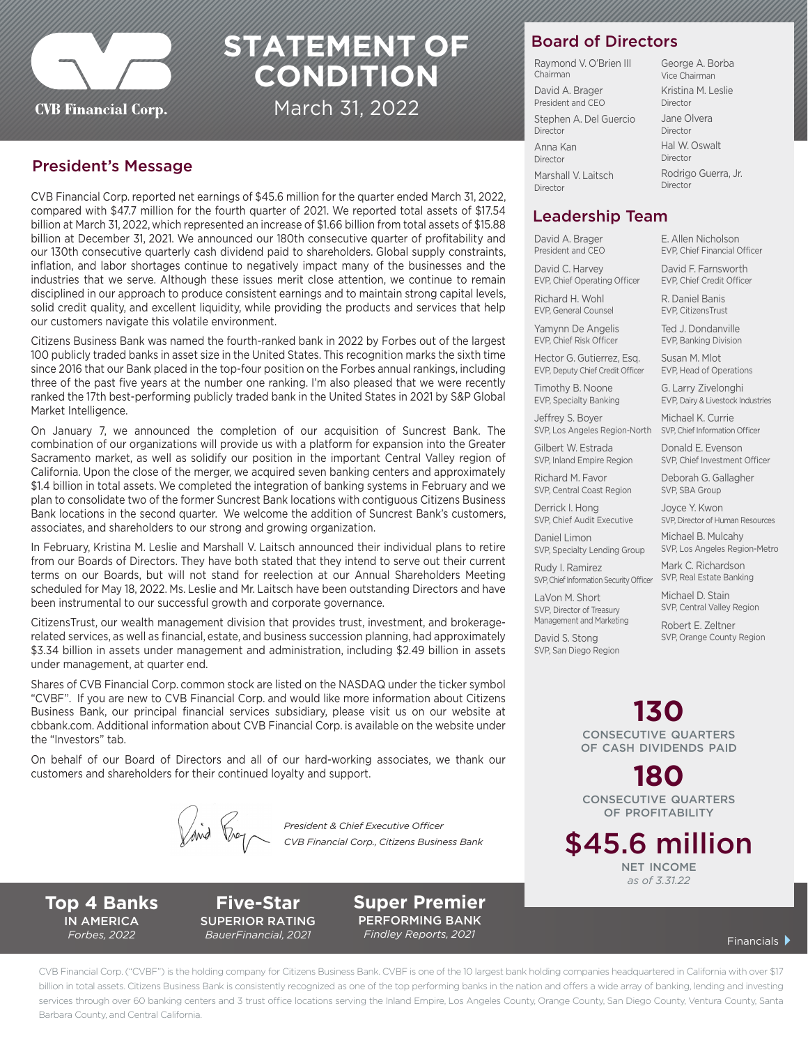CVB Financial Corp.

# STATEMENT OF CONDITION

March 31, 2022

## President's Message

CVB Financial Corp. reported net earnings of $45.6 million for the quarter ended March 31, 2022, compared with $47.7 million for the fourth quarter of 2021. We reported total assets of $17.54 billion at March 31, 2022, which represented an increase of $1.66 billion from total assets of $15.88 billion at December 31, 2021. We announced our 180th consecutive quarter of profitability and our 130th consecutive quarterly cash dividend paid to shareholders. Global supply constraints, inflation, and labor shortages continue to negatively impact many of the businesses and the industries that we serve. Although these issues merit close attention, we continue to remain disciplined in our approach to produce consistent earnings and to maintain strong capital levels, solid credit quality, and excellent liquidity, while providing the products and services that help our customers navigate this volatile environment.

Citizens Business Bank was named the fourth-ranked bank in 2022 by Forbes out of the largest 100 publicly traded banks in asset size in the United States. This recognition marks the sixth time since 2016 that our Bank placed in the top-four position on the Forbes annual rankings, including three of the past five years at the number one ranking. I'm also pleased that we were recently ranked the 17th best-performing publicly traded bank in the United States in 2021 by S&P Global Market Intelligence.

On January 7, we announced the completion of our acquisition of Suncrest Bank. The combination of our organizations will provide us with a platform for expansion into the Greater Sacramento market, as well as solidify our position in the important Central Valley region of California. Upon the close of the merger, we acquired seven banking centers and approximately $1.4 billion in total assets. We completed the integration of banking systems in February and we plan to consolidate two of the former Suncrest Bank locations with contiguous Citizens Business Bank locations in the second quarter. We welcome the addition of Suncrest Bank's customers, associates, and shareholders to our strong and growing organization.

In February, Kristina M. Leslie and Marshall V. Laitsch announced their individual plans to retire from our Boards of Directors. They have both stated that they intend to serve out their current terms on our Boards, but will not stand for reelection at our Annual Shareholders Meeting scheduled for May 18, 2022. Ms. Leslie and Mr. Laitsch have been outstanding Directors and have been instrumental to our successful growth and corporate governance.

CitizensTrust, our wealth management division that provides trust, investment, and brokerage-related services, as well as financial, estate, and business succession planning, had approximately $3.34 billion in assets under management and administration, including $2.49 billion in assets under management, at quarter end.

Shares of CVB Financial Corp. common stock are listed on the NASDAQ under the ticker symbol "CVBF". If you are new to CVB Financial Corp. and would like more information about Citizens Business Bank, our principal financial services subsidiary, please visit us on our website at cbbank.com. Additional information about CVB Financial Corp. is available on the website under the "Investors" tab.

On behalf of our Board of Directors and all of our hard-working associates, we thank our customers and shareholders for their continued loyalty and support.

*President & Chief Executive Officer*
*CVB Financial Corp., Citizens Business Bank*

## Board of Directors

- Raymond V. O'Brien III, Chairman
- George A. Borba, Vice Chairman
- David A. Brager, President and CEO
- Kristina M. Leslie, Director
- Stephen A. Del Guercio, Director
- Jane Olvera, Director
- Anna Kan, Director
- Hal W. Oswalt, Director
- Marshall V. Laitsch, Director
- Rodrigo Guerra, Jr., Director

## Leadership Team

- David A. Brager, President and CEO
- E. Allen Nicholson, EVP, Chief Financial Officer
- David C. Harvey, EVP, Chief Operating Officer
- David F. Farnsworth, EVP, Chief Credit Officer
- Richard H. Wohl, EVP, General Counsel
- R. Daniel Banis, EVP, CitizensTrust
- Yamynn De Angelis, EVP, Chief Risk Officer
- Ted J. Dondanville, EVP, Banking Division
- Hector G. Gutierrez, Esq., EVP, Deputy Chief Credit Officer
- Susan M. Mlot, EVP, Head of Operations
- Timothy B. Noone, EVP, Specialty Banking
- G. Larry Zivelonghi, EVP, Dairy & Livestock Industries
- Jeffrey S. Boyer, SVP, Los Angeles Region-North
- Michael K. Currie, SVP, Chief Information Officer
- Gilbert W. Estrada, SVP, Inland Empire Region
- Donald E. Evenson, SVP, Chief Investment Officer
- Richard M. Favor, SVP, Central Coast Region
- Deborah G. Gallagher, SVP, SBA Group
- Derrick I. Hong, SVP, Chief Audit Executive
- Joyce Y. Kwon, SVP, Director of Human Resources
- Daniel Limon, SVP, Specialty Lending Group
- Michael B. Mulcahy, SVP, Los Angeles Region-Metro
- Rudy I. Ramirez, SVP, Chief Information Security Officer
- Mark C. Richardson, SVP, Real Estate Banking
- LaVon M. Short, SVP, Director of Treasury Management and Marketing
- Michael D. Stain, SVP, Central Valley Region
- David S. Stong, SVP, San Diego Region
- Robert E. Zeltner, SVP, Orange County Region

**130**
CONSECUTIVE QUARTERS OF CASH DIVIDENDS PAID

**180**
CONSECUTIVE QUARTERS OF PROFITABILITY

**$45.6 million**
NET INCOME
*as of 3.31.22*

**Top 4 Banks**
IN AMERICA
*Forbes, 2022*

**Five-Star**
SUPERIOR RATING
*BauerFinancial, 2021*

**Super Premier**
PERFORMING BANK
*Findley Reports, 2021*

Financials

CVB Financial Corp. ("CVBF") is the holding company for Citizens Business Bank. CVBF is one of the 10 largest bank holding companies headquartered in California with over $17 billion in total assets. Citizens Business Bank is consistently recognized as one of the top performing banks in the nation and offers a wide array of banking, lending and investing services through over 60 banking centers and 3 trust office locations serving the Inland Empire, Los Angeles County, Orange County, San Diego County, Ventura County, Santa Barbara County, and Central California.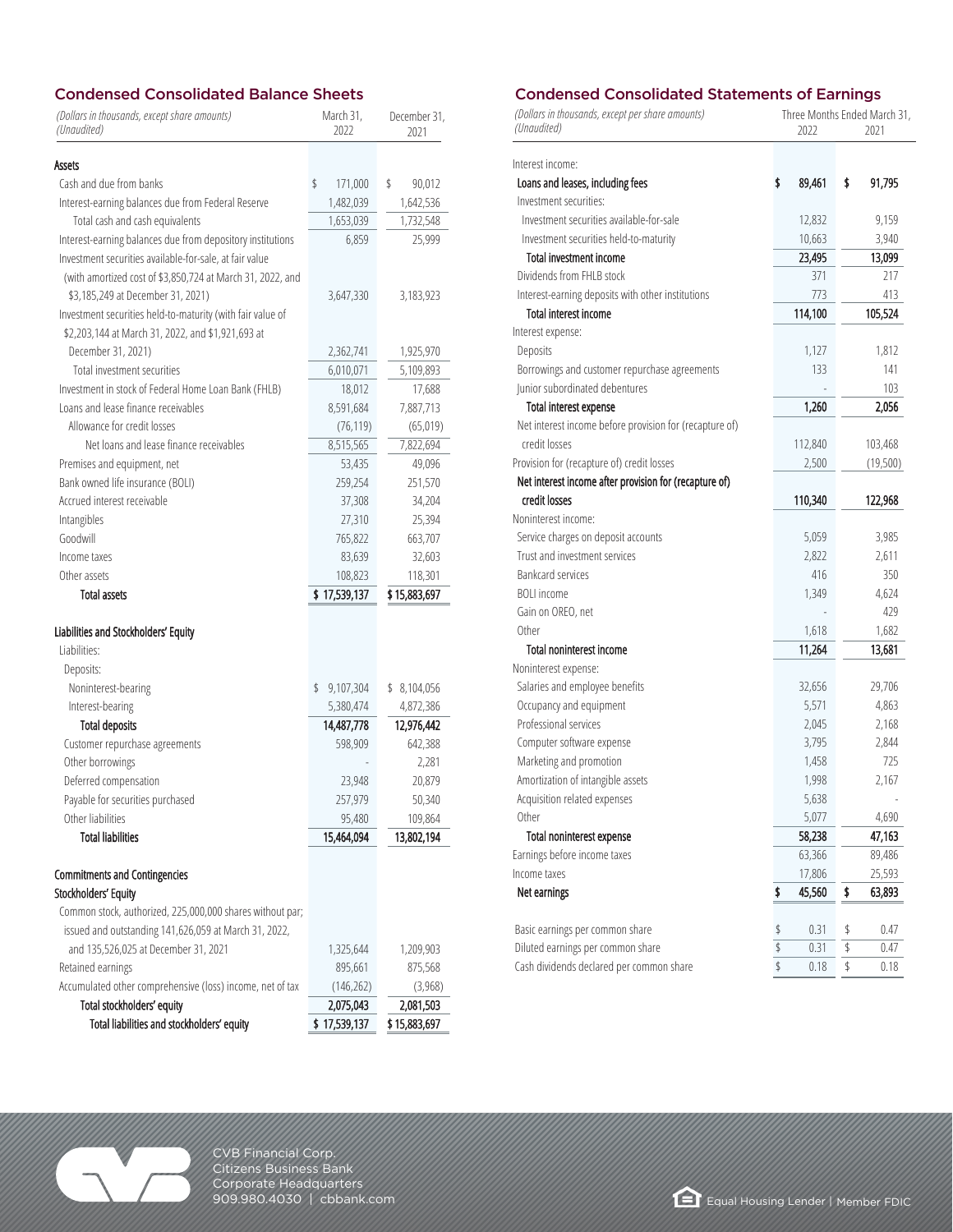## Condensed Consolidated Balance Sheets

| *(Dollars in thousands, except share amounts)* *(Unaudited)* | March 31, 2022 | December 31, 2021 |
|---|---|---|
| **Assets** | | |
| Cash and due from banks | $ 171,000 | $ 90,012 |
| Interest-earning balances due from Federal Reserve | 1,482,039 | 1,642,536 |
| Total cash and cash equivalents | 1,653,039 | 1,732,548 |
| Interest-earning balances due from depository institutions | 6,859 | 25,999 |
| Investment securities available-for-sale, at fair value (with amortized cost of $3,850,724 at March 31, 2022, and $3,185,249 at December 31, 2021) | 3,647,330 | 3,183,923 |
| Investment securities held-to-maturity (with fair value of $2,203,144 at March 31, 2022, and $1,921,693 at December 31, 2021) | 2,362,741 | 1,925,970 |
| Total investment securities | 6,010,071 | 5,109,893 |
| Investment in stock of Federal Home Loan Bank (FHLB) | 18,012 | 17,688 |
| Loans and lease finance receivables | 8,591,684 | 7,887,713 |
| Allowance for credit losses | (76,119) | (65,019) |
| Net loans and lease finance receivables | 8,515,565 | 7,822,694 |
| Premises and equipment, net | 53,435 | 49,096 |
| Bank owned life insurance (BOLI) | 259,254 | 251,570 |
| Accrued interest receivable | 37,308 | 34,204 |
| Intangibles | 27,310 | 25,394 |
| Goodwill | 765,822 | 663,707 |
| Income taxes | 83,639 | 32,603 |
| Other assets | 108,823 | 118,301 |
| **Total assets** | **$ 17,539,137** | **$ 15,883,697** |
| **Liabilities and Stockholders' Equity** | | |
| Liabilities: | | |
| Deposits: | | |
| Noninterest-bearing | $ 9,107,304 | $ 8,104,056 |
| Interest-bearing | 5,380,474 | 4,872,386 |
| **Total deposits** | **14,487,778** | **12,976,442** |
| Customer repurchase agreements | 598,909 | 642,388 |
| Other borrowings | - | 2,281 |
| Deferred compensation | 23,948 | 20,879 |
| Payable for securities purchased | 257,979 | 50,340 |
| Other liabilities | 95,480 | 109,864 |
| **Total liabilities** | **15,464,094** | **13,802,194** |
| **Commitments and Contingencies** | | |
| **Stockholders' Equity** | | |
| Common stock, authorized, 225,000,000 shares without par; issued and outstanding 141,626,059 at March 31, 2022, and 135,526,025 at December 31, 2021 | 1,325,644 | 1,209,903 |
| Retained earnings | 895,661 | 875,568 |
| Accumulated other comprehensive (loss) income, net of tax | (146,262) | (3,968) |
| **Total stockholders' equity** | **2,075,043** | **2,081,503** |
| **Total liabilities and stockholders' equity** | **$ 17,539,137** | **$ 15,883,697** |

## Condensed Consolidated Statements of Earnings

| *(Dollars in thousands, except per share amounts)* *(Unaudited)* | Three Months Ended March 31, 2022 | 2021 |
|---|---|---|
| Interest income: | | |
| **Loans and leases, including fees** | **$ 89,461** | **$ 91,795** |
| Investment securities: | | |
| Investment securities available-for-sale | 12,832 | 9,159 |
| Investment securities held-to-maturity | 10,663 | 3,940 |
| **Total investment income** | **23,495** | **13,099** |
| Dividends from FHLB stock | 371 | 217 |
| Interest-earning deposits with other institutions | 773 | 413 |
| **Total interest income** | **114,100** | **105,524** |
| Interest expense: | | |
| Deposits | 1,127 | 1,812 |
| Borrowings and customer repurchase agreements | 133 | 141 |
| Junior subordinated debentures | - | 103 |
| **Total interest expense** | **1,260** | **2,056** |
| Net interest income before provision for (recapture of) credit losses | 112,840 | 103,468 |
| Provision for (recapture of) credit losses | 2,500 | (19,500) |
| **Net interest income after provision for (recapture of) credit losses** | **110,340** | **122,968** |
| Noninterest income: | | |
| Service charges on deposit accounts | 5,059 | 3,985 |
| Trust and investment services | 2,822 | 2,611 |
| Bankcard services | 416 | 350 |
| BOLI income | 1,349 | 4,624 |
| Gain on OREO, net | - | 429 |
| Other | 1,618 | 1,682 |
| **Total noninterest income** | **11,264** | **13,681** |
| Noninterest expense: | | |
| Salaries and employee benefits | 32,656 | 29,706 |
| Occupancy and equipment | 5,571 | 4,863 |
| Professional services | 2,045 | 2,168 |
| Computer software expense | 3,795 | 2,844 |
| Marketing and promotion | 1,458 | 725 |
| Amortization of intangible assets | 1,998 | 2,167 |
| Acquisition related expenses | 5,638 | - |
| Other | 5,077 | 4,690 |
| **Total noninterest expense** | **58,238** | **47,163** |
| Earnings before income taxes | 63,366 | 89,486 |
| Income taxes | 17,806 | 25,593 |
| **Net earnings** | **$ 45,560** | **$ 63,893** |
| Basic earnings per common share | $ 0.31 | $ 0.47 |
| Diluted earnings per common share | $ 0.31 | $ 0.47 |
| Cash dividends declared per common share | $ 0.18 | $ 0.18 |

CVB Financial Corp.
Citizens Business Bank
Corporate Headquarters
909.980.4030 | cbbank.com

Equal Housing Lender | Member FDIC